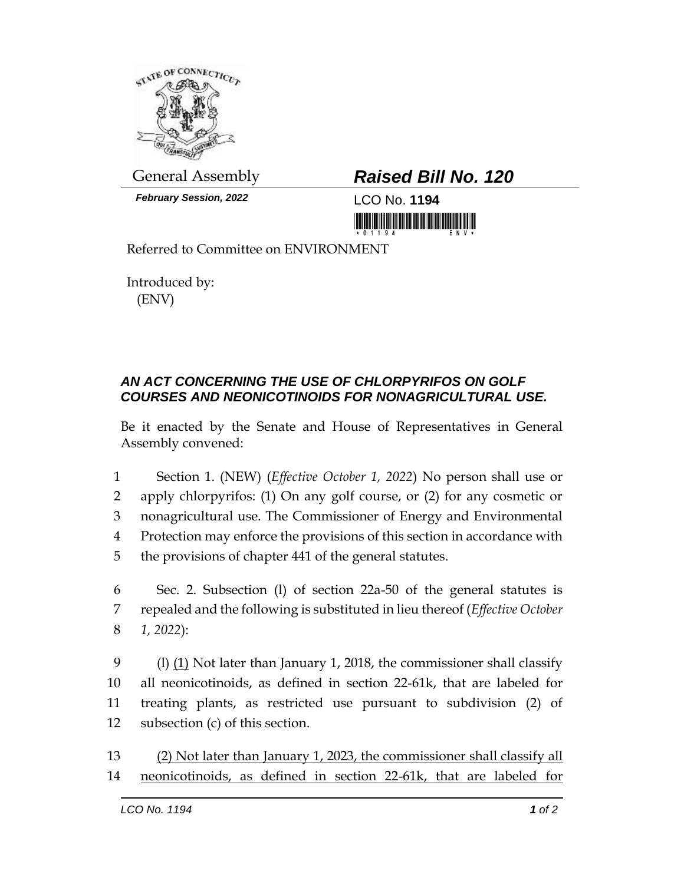General Assembly

***February Session, 2022***

# ***Raised Bill No. 120***

LCO No. **1194**

Referred to Committee on ENVIRONMENT

Introduced by:
(ENV)

## ***AN ACT CONCERNING THE USE OF CHLORPYRIFOS ON GOLF COURSES AND NEONICOTINOIDS FOR NONAGRICULTURAL USE.***

Be it enacted by the Senate and House of Representatives in General Assembly convened:

1 Section 1. (NEW) (*Effective October 1, 2022*) No person shall use or
2 apply chlorpyrifos: (1) On any golf course, or (2) for any cosmetic or
3 nonagricultural use. The Commissioner of Energy and Environmental
4 Protection may enforce the provisions of this section in accordance with
5 the provisions of chapter 441 of the general statutes.

6 Sec. 2. Subsection (l) of section 22a-50 of the general statutes is
7 repealed and the following is substituted in lieu thereof (*Effective October*
8 *1, 2022*):

9 (l) <u>(1)</u> Not later than January 1, 2018, the commissioner shall classify
10 all neonicotinoids, as defined in section 22-61k, that are labeled for
11 treating plants, as restricted use pursuant to subdivision (2) of
12 subsection (c) of this section.

13 <u>(2) Not later than January 1, 2023, the commissioner shall classify all</u>
14 <u>neonicotinoids, as defined in section 22-61k, that are labeled for</u>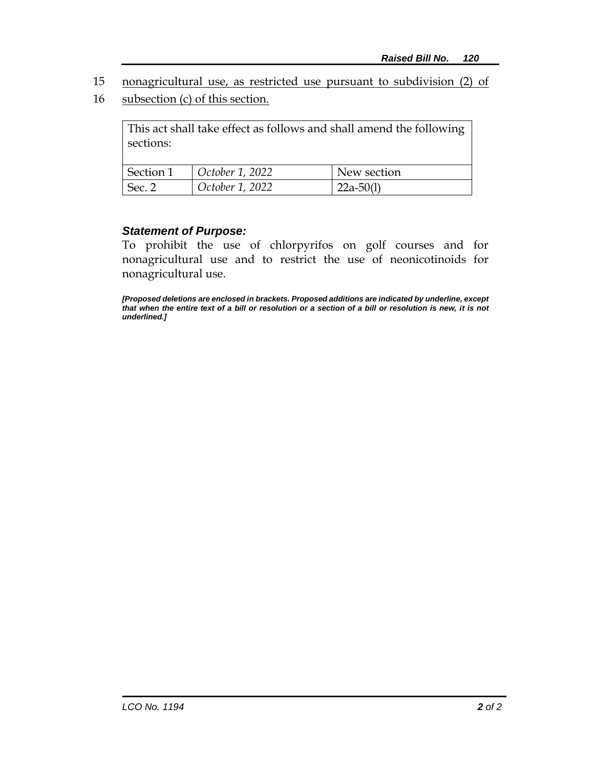15 nonagricultural use, as restricted use pursuant to subdivision (2) of
16 subsection (c) of this section.

| This act shall take effect as follows and shall amend the following sections: | | |
|---|---|---|
| Section 1 | *October 1, 2022* | New section |
| Sec. 2 | *October 1, 2022* | 22a-50(l) |

### *Statement of Purpose:*

To prohibit the use of chlorpyrifos on golf courses and for nonagricultural use and to restrict the use of neonicotinoids for nonagricultural use.

***[Proposed deletions are enclosed in brackets. Proposed additions are indicated by underline, except that when the entire text of a bill or resolution or a section of a bill or resolution is new, it is not underlined.]***